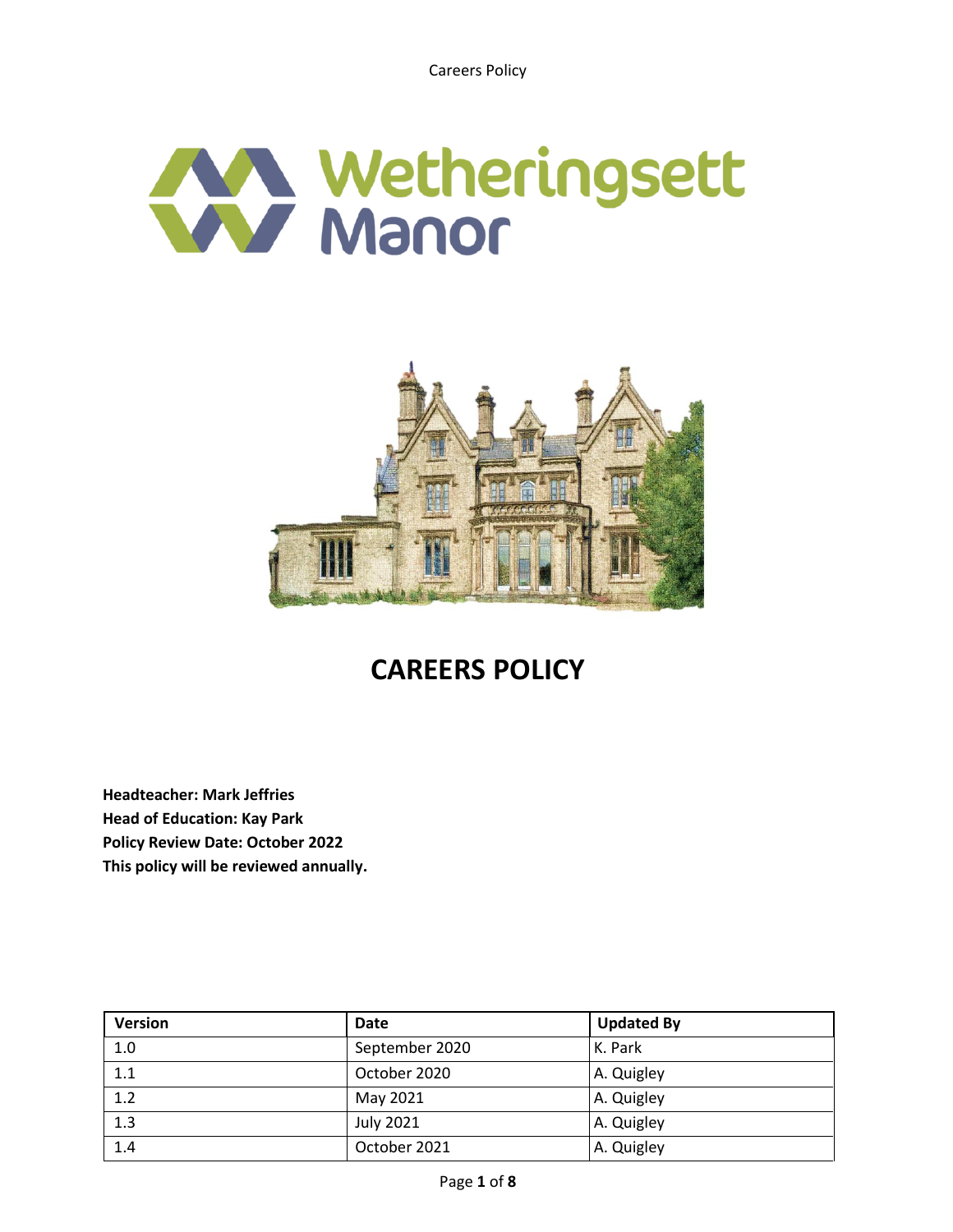Wetheringsett Manor

# CAREERS POLICY

**Headteacher: Mark Jeffries**
**Head of Education: Kay Park**
**Policy Review Date: October 2022**
**This policy will be reviewed annually.**

| Version | Date | Updated By |
|---|---|---|
| 1.0 | September 2020 | K. Park |
| 1.1 | October 2020 | A. Quigley |
| 1.2 | May 2021 | A. Quigley |
| 1.3 | July 2021 | A. Quigley |
| 1.4 | October 2021 | A. Quigley |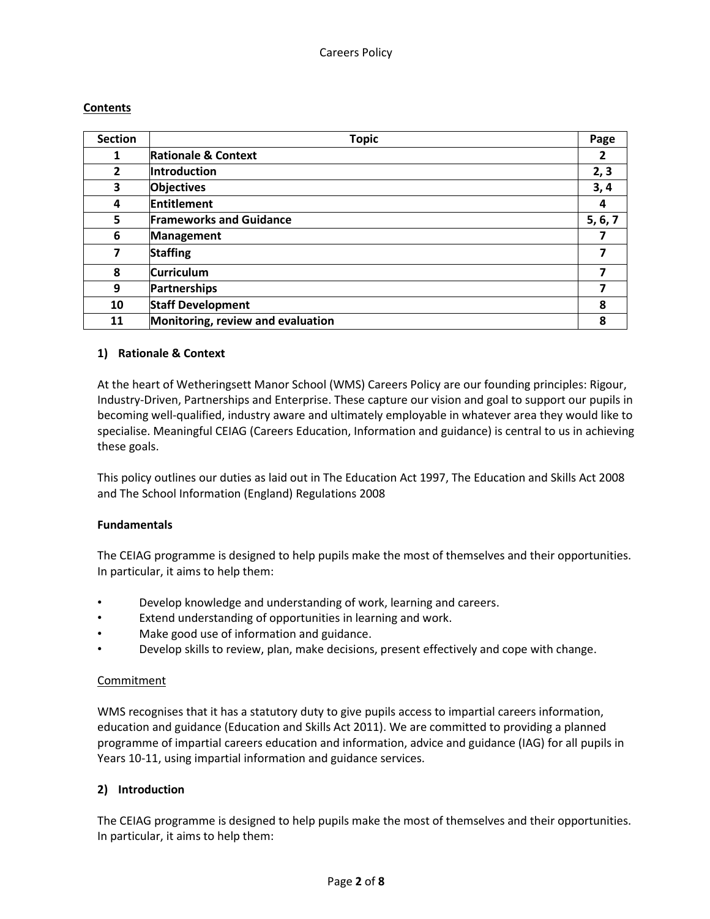**Contents**

| Section | Topic | Page |
|---|---|---|
| 1 | **Rationale & Context** | 2 |
| 2 | **Introduction** | 2, 3 |
| 3 | **Objectives** | 3, 4 |
| 4 | **Entitlement** | 4 |
| 5 | **Frameworks and Guidance** | 5, 6, 7 |
| 6 | **Management** | 7 |
| 7 | **Staffing** | 7 |
| 8 | **Curriculum** | 7 |
| 9 | **Partnerships** | 7 |
| 10 | **Staff Development** | 8 |
| 11 | **Monitoring, review and evaluation** | 8 |

## 1) Rationale & Context

At the heart of Wetheringsett Manor School (WMS) Careers Policy are our founding principles: Rigour, Industry-Driven, Partnerships and Enterprise. These capture our vision and goal to support our pupils in becoming well-qualified, industry aware and ultimately employable in whatever area they would like to specialise. Meaningful CEIAG (Careers Education, Information and guidance) is central to us in achieving these goals.

This policy outlines our duties as laid out in The Education Act 1997, The Education and Skills Act 2008 and The School Information (England) Regulations 2008

### Fundamentals

The CEIAG programme is designed to help pupils make the most of themselves and their opportunities. In particular, it aims to help them:

- Develop knowledge and understanding of work, learning and careers.
- Extend understanding of opportunities in learning and work.
- Make good use of information and guidance.
- Develop skills to review, plan, make decisions, present effectively and cope with change.

<u>Commitment</u>

WMS recognises that it has a statutory duty to give pupils access to impartial careers information, education and guidance (Education and Skills Act 2011). We are committed to providing a planned programme of impartial careers education and information, advice and guidance (IAG) for all pupils in Years 10-11, using impartial information and guidance services.

## 2) Introduction

The CEIAG programme is designed to help pupils make the most of themselves and their opportunities. In particular, it aims to help them: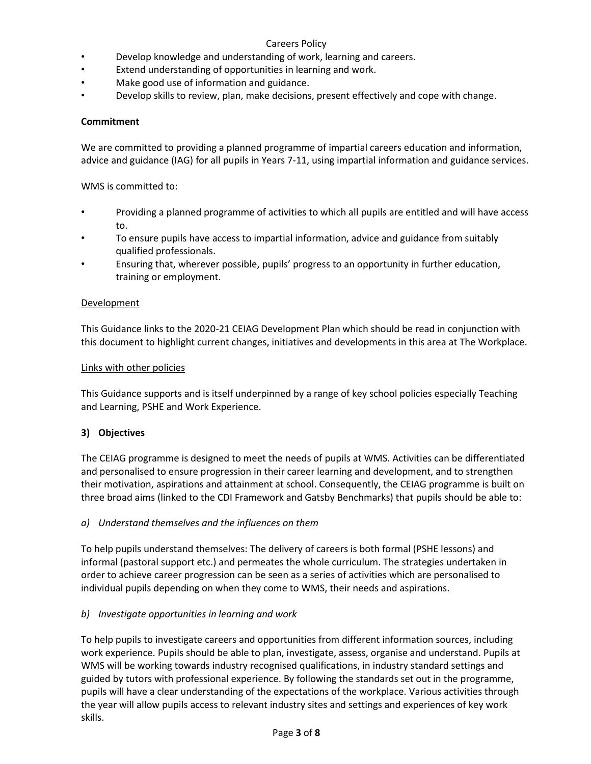- Develop knowledge and understanding of work, learning and careers.
- Extend understanding of opportunities in learning and work.
- Make good use of information and guidance.
- Develop skills to review, plan, make decisions, present effectively and cope with change.

**Commitment**

We are committed to providing a planned programme of impartial careers education and information, advice and guidance (IAG) for all pupils in Years 7-11, using impartial information and guidance services.

WMS is committed to:

- Providing a planned programme of activities to which all pupils are entitled and will have access to.
- To ensure pupils have access to impartial information, advice and guidance from suitably qualified professionals.
- Ensuring that, wherever possible, pupils' progress to an opportunity in further education, training or employment.

<u>Development</u>

This Guidance links to the 2020-21 CEIAG Development Plan which should be read in conjunction with this document to highlight current changes, initiatives and developments in this area at The Workplace.

<u>Links with other policies</u>

This Guidance supports and is itself underpinned by a range of key school policies especially Teaching and Learning, PSHE and Work Experience.

### 3) Objectives

The CEIAG programme is designed to meet the needs of pupils at WMS. Activities can be differentiated and personalised to ensure progression in their career learning and development, and to strengthen their motivation, aspirations and attainment at school. Consequently, the CEIAG programme is built on three broad aims (linked to the CDI Framework and Gatsby Benchmarks) that pupils should be able to:

*a) Understand themselves and the influences on them*

To help pupils understand themselves: The delivery of careers is both formal (PSHE lessons) and informal (pastoral support etc.) and permeates the whole curriculum. The strategies undertaken in order to achieve career progression can be seen as a series of activities which are personalised to individual pupils depending on when they come to WMS, their needs and aspirations.

*b) Investigate opportunities in learning and work*

To help pupils to investigate careers and opportunities from different information sources, including work experience. Pupils should be able to plan, investigate, assess, organise and understand. Pupils at WMS will be working towards industry recognised qualifications, in industry standard settings and guided by tutors with professional experience. By following the standards set out in the programme, pupils will have a clear understanding of the expectations of the workplace. Various activities through the year will allow pupils access to relevant industry sites and settings and experiences of key work skills.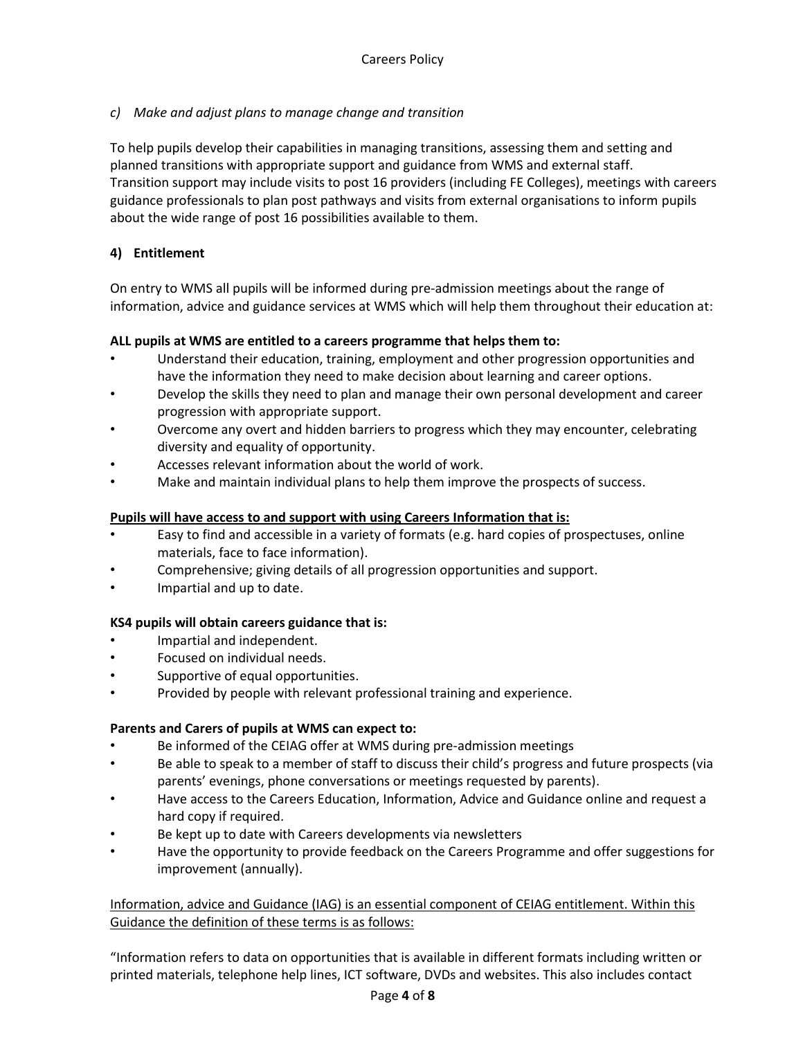*c) Make and adjust plans to manage change and transition*

To help pupils develop their capabilities in managing transitions, assessing them and setting and planned transitions with appropriate support and guidance from WMS and external staff. Transition support may include visits to post 16 providers (including FE Colleges), meetings with careers guidance professionals to plan post pathways and visits from external organisations to inform pupils about the wide range of post 16 possibilities available to them.

## 4) Entitlement

On entry to WMS all pupils will be informed during pre-admission meetings about the range of information, advice and guidance services at WMS which will help them throughout their education at:

**ALL pupils at WMS are entitled to a careers programme that helps them to:**

- Understand their education, training, employment and other progression opportunities and have the information they need to make decision about learning and career options.
- Develop the skills they need to plan and manage their own personal development and career progression with appropriate support.
- Overcome any overt and hidden barriers to progress which they may encounter, celebrating diversity and equality of opportunity.
- Accesses relevant information about the world of work.
- Make and maintain individual plans to help them improve the prospects of success.

**<u>Pupils will have access to and support with using Careers Information that is:</u>**

- Easy to find and accessible in a variety of formats (e.g. hard copies of prospectuses, online materials, face to face information).
- Comprehensive; giving details of all progression opportunities and support.
- Impartial and up to date.

**KS4 pupils will obtain careers guidance that is:**

- Impartial and independent.
- Focused on individual needs.
- Supportive of equal opportunities.
- Provided by people with relevant professional training and experience.

**Parents and Carers of pupils at WMS can expect to:**

- Be informed of the CEIAG offer at WMS during pre-admission meetings
- Be able to speak to a member of staff to discuss their child's progress and future prospects (via parents' evenings, phone conversations or meetings requested by parents).
- Have access to the Careers Education, Information, Advice and Guidance online and request a hard copy if required.
- Be kept up to date with Careers developments via newsletters
- Have the opportunity to provide feedback on the Careers Programme and offer suggestions for improvement (annually).

<u>Information, advice and Guidance (IAG) is an essential component of CEIAG entitlement. Within this Guidance the definition of these terms is as follows:</u>

"Information refers to data on opportunities that is available in different formats including written or printed materials, telephone help lines, ICT software, DVDs and websites. This also includes contact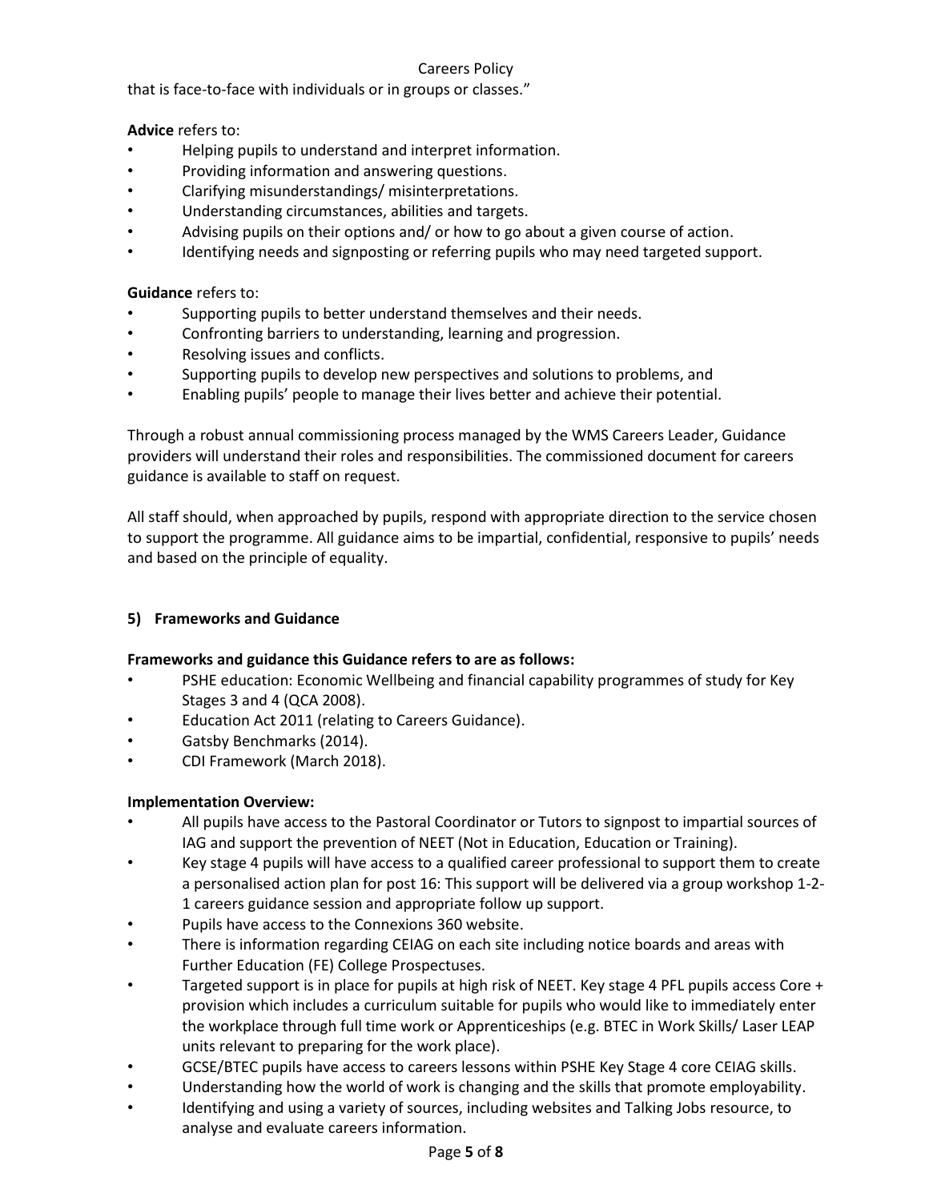that is face-to-face with individuals or in groups or classes."

**Advice** refers to:

- Helping pupils to understand and interpret information.
- Providing information and answering questions.
- Clarifying misunderstandings/ misinterpretations.
- Understanding circumstances, abilities and targets.
- Advising pupils on their options and/ or how to go about a given course of action.
- Identifying needs and signposting or referring pupils who may need targeted support.

**Guidance** refers to:

- Supporting pupils to better understand themselves and their needs.
- Confronting barriers to understanding, learning and progression.
- Resolving issues and conflicts.
- Supporting pupils to develop new perspectives and solutions to problems, and
- Enabling pupils' people to manage their lives better and achieve their potential.

Through a robust annual commissioning process managed by the WMS Careers Leader, Guidance providers will understand their roles and responsibilities. The commissioned document for careers guidance is available to staff on request.

All staff should, when approached by pupils, respond with appropriate direction to the service chosen to support the programme. All guidance aims to be impartial, confidential, responsive to pupils' needs and based on the principle of equality.

## 5) Frameworks and Guidance

**Frameworks and guidance this Guidance refers to are as follows:**

- PSHE education: Economic Wellbeing and financial capability programmes of study for Key Stages 3 and 4 (QCA 2008).
- Education Act 2011 (relating to Careers Guidance).
- Gatsby Benchmarks (2014).
- CDI Framework (March 2018).

**Implementation Overview:**

- All pupils have access to the Pastoral Coordinator or Tutors to signpost to impartial sources of IAG and support the prevention of NEET (Not in Education, Education or Training).
- Key stage 4 pupils will have access to a qualified career professional to support them to create a personalised action plan for post 16: This support will be delivered via a group workshop 1-2-1 careers guidance session and appropriate follow up support.
- Pupils have access to the Connexions 360 website.
- There is information regarding CEIAG on each site including notice boards and areas with Further Education (FE) College Prospectuses.
- Targeted support is in place for pupils at high risk of NEET. Key stage 4 PFL pupils access Core + provision which includes a curriculum suitable for pupils who would like to immediately enter the workplace through full time work or Apprenticeships (e.g. BTEC in Work Skills/ Laser LEAP units relevant to preparing for the work place).
- GCSE/BTEC pupils have access to careers lessons within PSHE Key Stage 4 core CEIAG skills.
- Understanding how the world of work is changing and the skills that promote employability.
- Identifying and using a variety of sources, including websites and Talking Jobs resource, to analyse and evaluate careers information.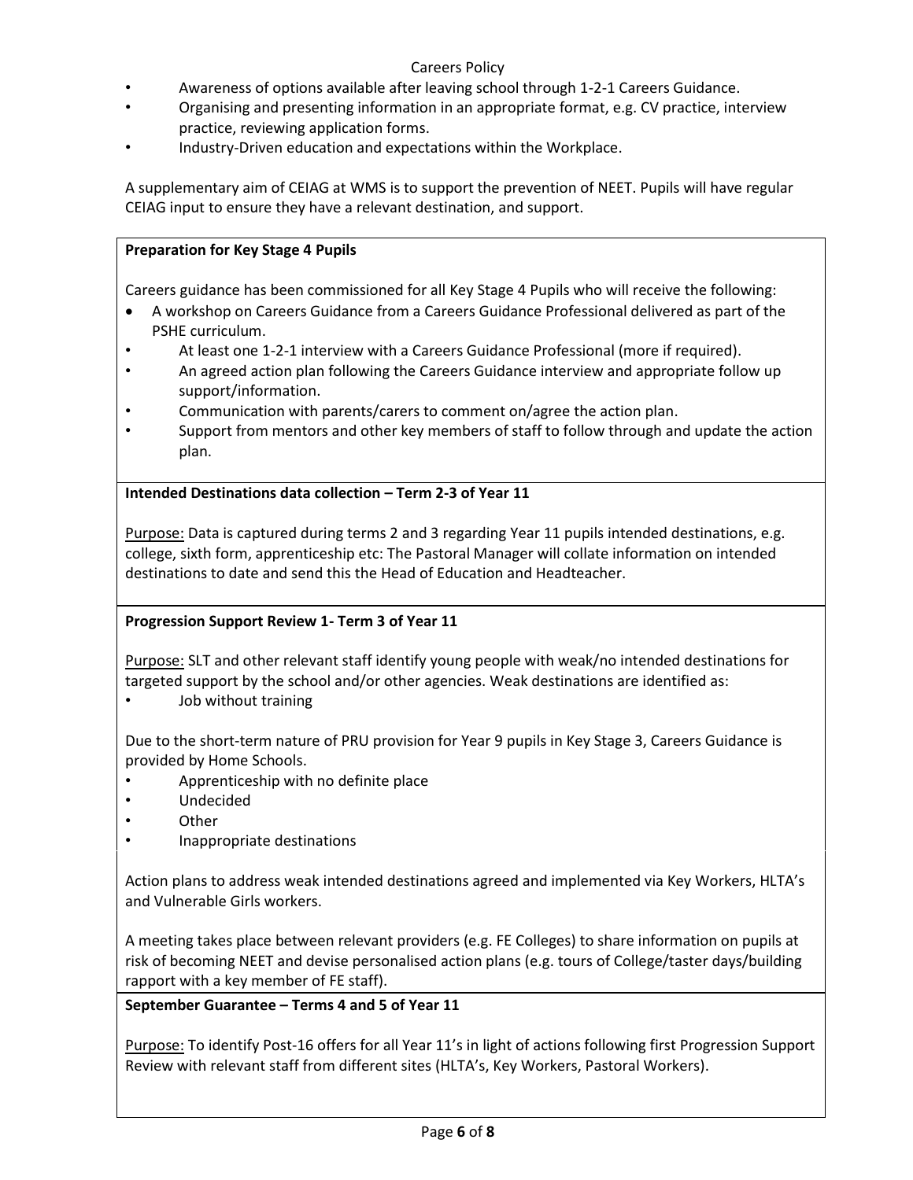- Awareness of options available after leaving school through 1-2-1 Careers Guidance.
- Organising and presenting information in an appropriate format, e.g. CV practice, interview practice, reviewing application forms.
- Industry-Driven education and expectations within the Workplace.

A supplementary aim of CEIAG at WMS is to support the prevention of NEET. Pupils will have regular CEIAG input to ensure they have a relevant destination, and support.

**Preparation for Key Stage 4 Pupils**

Careers guidance has been commissioned for all Key Stage 4 Pupils who will receive the following:

- A workshop on Careers Guidance from a Careers Guidance Professional delivered as part of the PSHE curriculum.
- At least one 1-2-1 interview with a Careers Guidance Professional (more if required).
- An agreed action plan following the Careers Guidance interview and appropriate follow up support/information.
- Communication with parents/carers to comment on/agree the action plan.
- Support from mentors and other key members of staff to follow through and update the action plan.

**Intended Destinations data collection – Term 2-3 of Year 11**

Purpose: Data is captured during terms 2 and 3 regarding Year 11 pupils intended destinations, e.g. college, sixth form, apprenticeship etc: The Pastoral Manager will collate information on intended destinations to date and send this the Head of Education and Headteacher.

**Progression Support Review 1- Term 3 of Year 11**

Purpose: SLT and other relevant staff identify young people with weak/no intended destinations for targeted support by the school and/or other agencies. Weak destinations are identified as:

- Job without training

Due to the short-term nature of PRU provision for Year 9 pupils in Key Stage 3, Careers Guidance is provided by Home Schools.

- Apprenticeship with no definite place
- Undecided
- Other
- Inappropriate destinations

Action plans to address weak intended destinations agreed and implemented via Key Workers, HLTA's and Vulnerable Girls workers.

A meeting takes place between relevant providers (e.g. FE Colleges) to share information on pupils at risk of becoming NEET and devise personalised action plans (e.g. tours of College/taster days/building rapport with a key member of FE staff).

**September Guarantee – Terms 4 and 5 of Year 11**

Purpose: To identify Post-16 offers for all Year 11's in light of actions following first Progression Support Review with relevant staff from different sites (HLTA's, Key Workers, Pastoral Workers).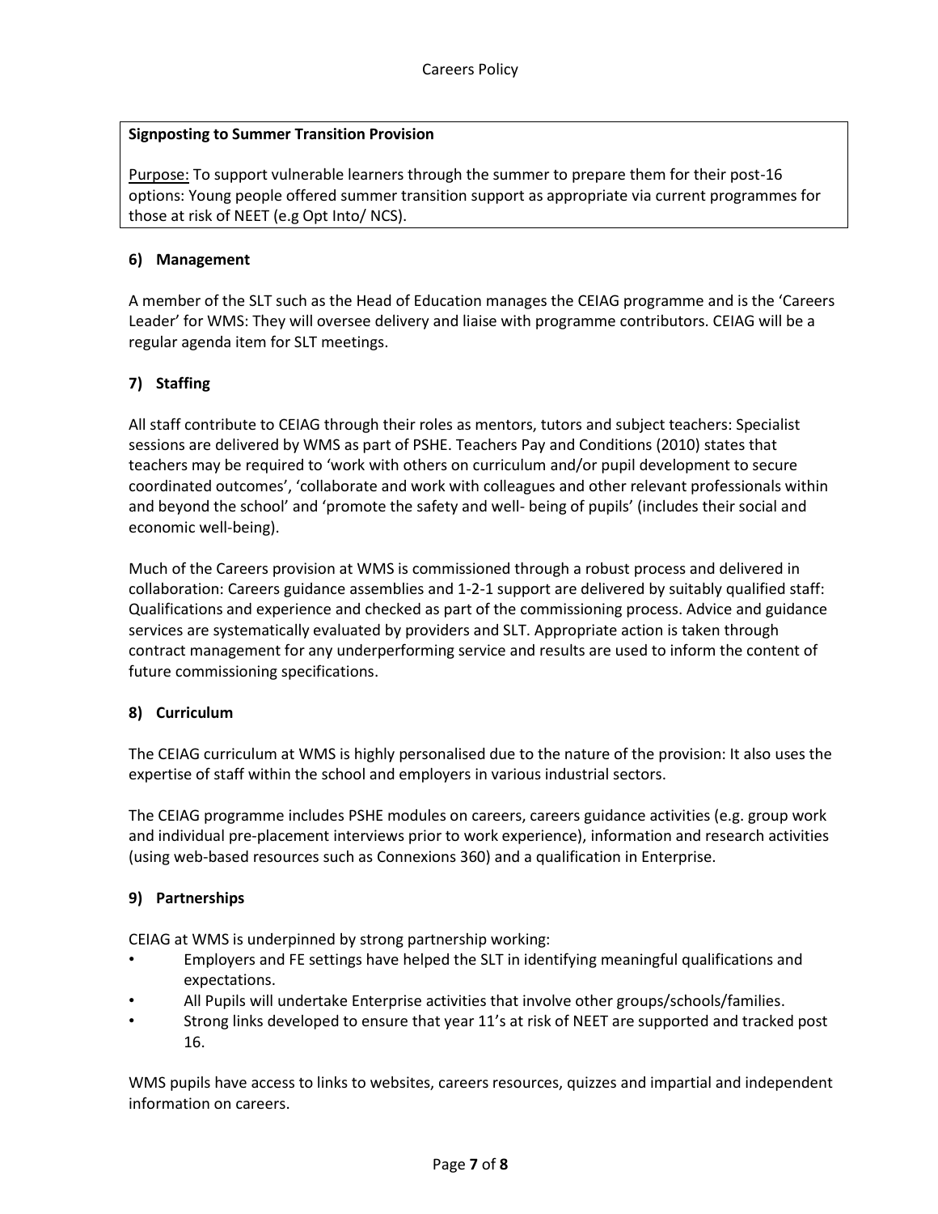**Signposting to Summer Transition Provision**

Purpose: To support vulnerable learners through the summer to prepare them for their post-16 options: Young people offered summer transition support as appropriate via current programmes for those at risk of NEET (e.g Opt Into/ NCS).

## 6) Management

A member of the SLT such as the Head of Education manages the CEIAG programme and is the 'Careers Leader' for WMS: They will oversee delivery and liaise with programme contributors. CEIAG will be a regular agenda item for SLT meetings.

## 7) Staffing

All staff contribute to CEIAG through their roles as mentors, tutors and subject teachers: Specialist sessions are delivered by WMS as part of PSHE. Teachers Pay and Conditions (2010) states that teachers may be required to 'work with others on curriculum and/or pupil development to secure coordinated outcomes', 'collaborate and work with colleagues and other relevant professionals within and beyond the school' and 'promote the safety and well- being of pupils' (includes their social and economic well-being).

Much of the Careers provision at WMS is commissioned through a robust process and delivered in collaboration: Careers guidance assemblies and 1-2-1 support are delivered by suitably qualified staff: Qualifications and experience and checked as part of the commissioning process. Advice and guidance services are systematically evaluated by providers and SLT. Appropriate action is taken through contract management for any underperforming service and results are used to inform the content of future commissioning specifications.

## 8) Curriculum

The CEIAG curriculum at WMS is highly personalised due to the nature of the provision: It also uses the expertise of staff within the school and employers in various industrial sectors.

The CEIAG programme includes PSHE modules on careers, careers guidance activities (e.g. group work and individual pre-placement interviews prior to work experience), information and research activities (using web-based resources such as Connexions 360) and a qualification in Enterprise.

## 9) Partnerships

CEIAG at WMS is underpinned by strong partnership working:

- Employers and FE settings have helped the SLT in identifying meaningful qualifications and expectations.
- All Pupils will undertake Enterprise activities that involve other groups/schools/families.
- Strong links developed to ensure that year 11's at risk of NEET are supported and tracked post 16.

WMS pupils have access to links to websites, careers resources, quizzes and impartial and independent information on careers.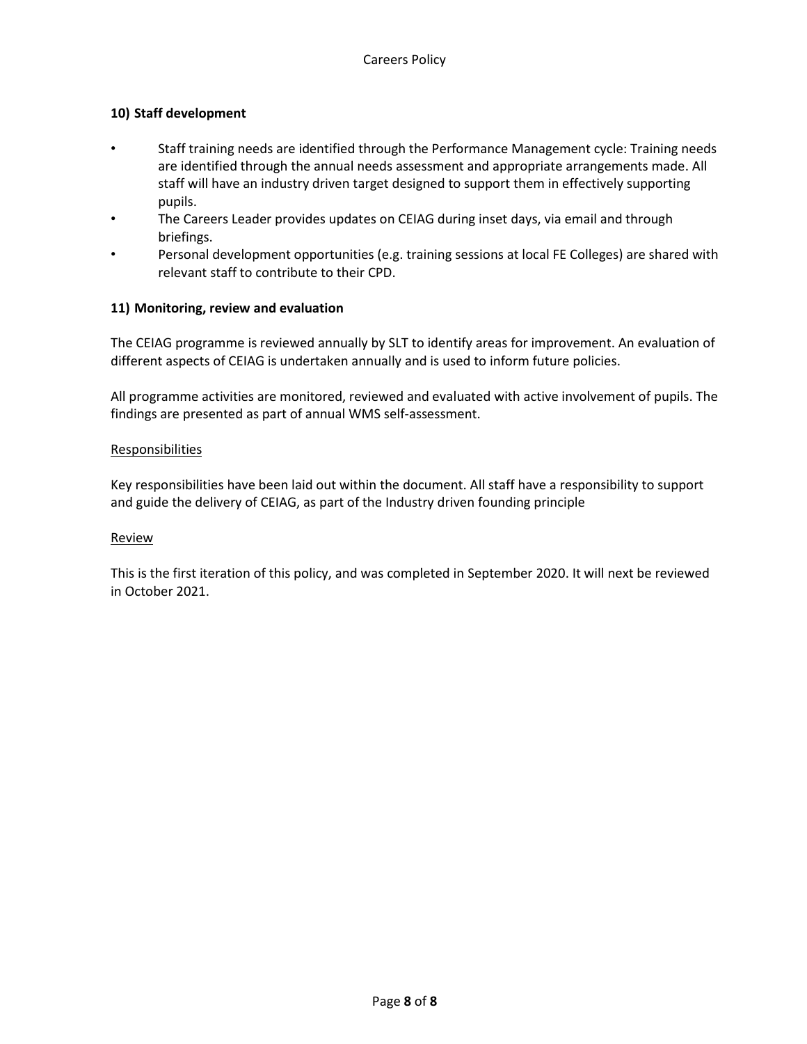### 10) Staff development

- Staff training needs are identified through the Performance Management cycle: Training needs are identified through the annual needs assessment and appropriate arrangements made. All staff will have an industry driven target designed to support them in effectively supporting pupils.
- The Careers Leader provides updates on CEIAG during inset days, via email and through briefings.
- Personal development opportunities (e.g. training sessions at local FE Colleges) are shared with relevant staff to contribute to their CPD.

### 11) Monitoring, review and evaluation

The CEIAG programme is reviewed annually by SLT to identify areas for improvement. An evaluation of different aspects of CEIAG is undertaken annually and is used to inform future policies.

All programme activities are monitored, reviewed and evaluated with active involvement of pupils. The findings are presented as part of annual WMS self-assessment.

<u>Responsibilities</u>

Key responsibilities have been laid out within the document. All staff have a responsibility to support and guide the delivery of CEIAG, as part of the Industry driven founding principle

<u>Review</u>

This is the first iteration of this policy, and was completed in September 2020. It will next be reviewed in October 2021.